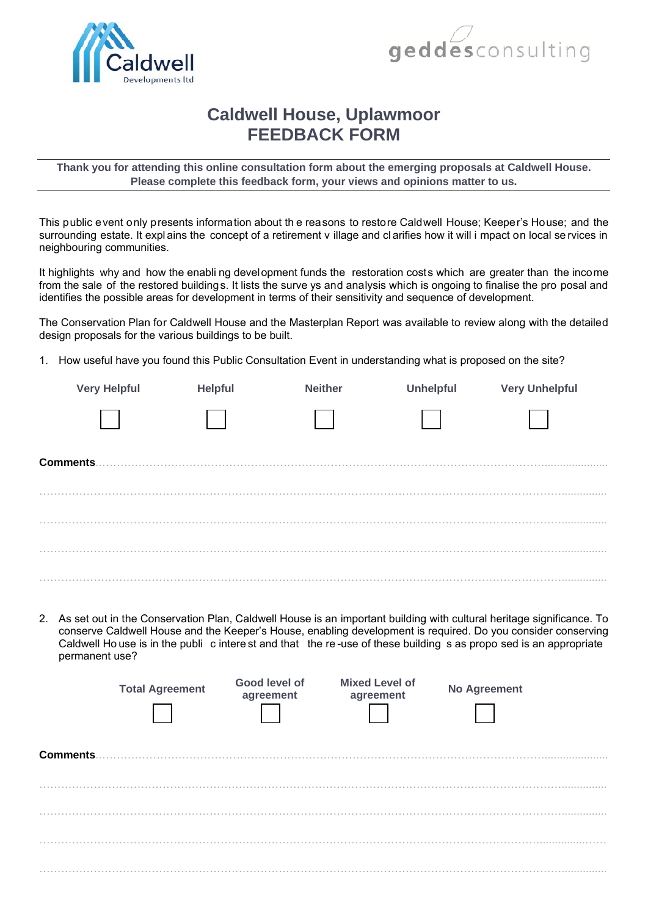# Caldwell House, Uplawmoor
# FEEDBACK FORM

**Thank you for attending this online consultation form about the emerging proposals at Caldwell House. Please complete this feedback form, your views and opinions matter to us.**

This public event only presents information about the reasons to restore Caldwell House; Keeper's House; and the surrounding estate. It explains the concept of a retirement village and clarifies how it will impact on local services in neighbouring communities.

It highlights why and how the enabling development funds the restoration costs which are greater than the income from the sale of the restored buildings. It lists the surveys and analysis which is ongoing to finalise the proposal and identifies the possible areas for development in terms of their sensitivity and sequence of development.

The Conservation Plan for Caldwell House and the Masterplan Report was available to review along with the detailed design proposals for the various buildings to be built.

1. How useful have you found this Public Consultation Event in understanding what is proposed on the site?

| Very Helpful | Helpful | Neither | Unhelpful | Very Unhelpful |
|---|---|---|---|---|
| ☐ | ☐ | ☐ | ☐ | ☐ |

**Comments**……………………………………………………………………………………………………………

……………………………………………………………………………………………………………………………

……………………………………………………………………………………………………………………………

……………………………………………………………………………………………………………………………

……………………………………………………………………………………………………………………………

2. As set out in the Conservation Plan, Caldwell House is an important building with cultural heritage significance. To conserve Caldwell House and the Keeper's House, enabling development is required. Do you consider conserving Caldwell House is in the public interest and that the re-use of these buildings as proposed is an appropriate permanent use?

| Total Agreement | Good level of agreement | Mixed Level of agreement | No Agreement |
|---|---|---|---|
| ☐ | ☐ | ☐ | ☐ |

**Comments**……………………………………………………………………………………………………………

……………………………………………………………………………………………………………………………

……………………………………………………………………………………………………………………………

……………………………………………………………………………………………………………………………

……………………………………………………………………………………………………………………………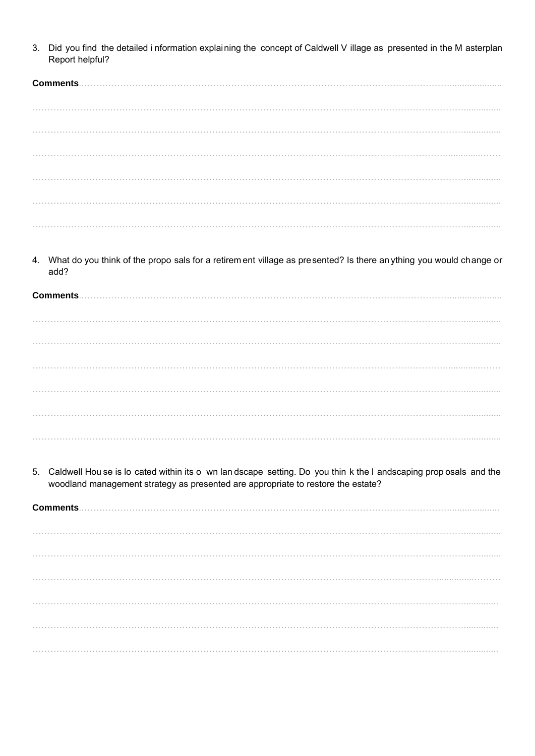3. Did you find the detailed information explaining the concept of Caldwell Village as presented in the Masterplan Report helpful?

**Comments**……………………………………………………………………………………………………………………………

………………………………………………………………………………………………………………………………………

………………………………………………………………………………………………………………………………………

………………………………………………………………………………………………………………………………………

………………………………………………………………………………………………………………………………………

………………………………………………………………………………………………………………………………………

………………………………………………………………………………………………………………………………………

4. What do you think of the proposals for a retirement village as presented? Is there anything you would change or add?

**Comments**……………………………………………………………………………………………………………………………

………………………………………………………………………………………………………………………………………

………………………………………………………………………………………………………………………………………

………………………………………………………………………………………………………………………………………

………………………………………………………………………………………………………………………………………

………………………………………………………………………………………………………………………………………

………………………………………………………………………………………………………………………………………

5. Caldwell House is located within its own landscape setting. Do you think the landscaping proposals and the woodland management strategy as presented are appropriate to restore the estate?

**Comments**……………………………………………………………………………………………………………………………

………………………………………………………………………………………………………………………………………

………………………………………………………………………………………………………………………………………

………………………………………………………………………………………………………………………………………

………………………………………………………………………………………………………………………………………

………………………………………………………………………………………………………………………………………

………………………………………………………………………………………………………………………………………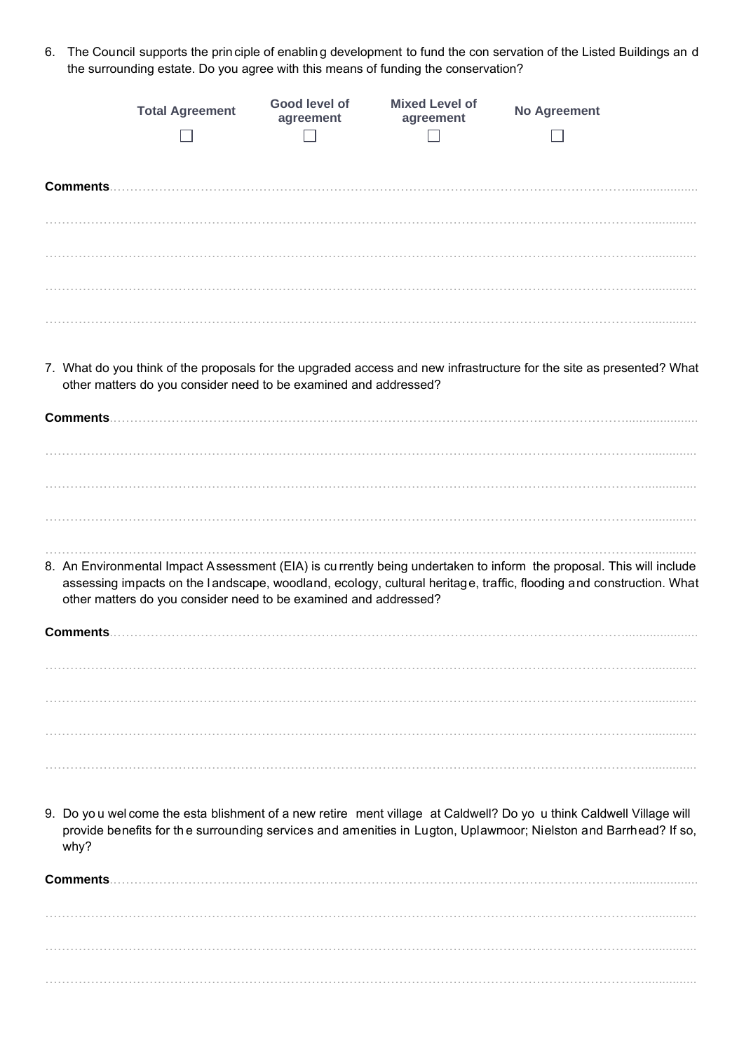6. The Council supports the principle of enabling development to fund the conservation of the Listed Buildings and the surrounding estate. Do you agree with this means of funding the conservation?

| Total Agreement | Good level of agreement | Mixed Level of agreement | No Agreement |
|---|---|---|---|
| ☐ | ☐ | ☐ | ☐ |

**Comments**…………………………………………………………………………………………………………………………

…………………………………………………………………………………………………………………………………………

…………………………………………………………………………………………………………………………………………

…………………………………………………………………………………………………………………………………………

…………………………………………………………………………………………………………………………………………

7. What do you think of the proposals for the upgraded access and new infrastructure for the site as presented? What other matters do you consider need to be examined and addressed?

**Comments**…………………………………………………………………………………………………………………………

…………………………………………………………………………………………………………………………………………

…………………………………………………………………………………………………………………………………………

…………………………………………………………………………………………………………………………………………

…………………………………………………………………………………………………………………………………………

8. An Environmental Impact Assessment (EIA) is currently being undertaken to inform the proposal. This will include assessing impacts on the landscape, woodland, ecology, cultural heritage, traffic, flooding and construction. What other matters do you consider need to be examined and addressed?

**Comments**…………………………………………………………………………………………………………………………

…………………………………………………………………………………………………………………………………………

…………………………………………………………………………………………………………………………………………

…………………………………………………………………………………………………………………………………………

…………………………………………………………………………………………………………………………………………

9. Do you welcome the establishment of a new retirement village at Caldwell? Do you think Caldwell Village will provide benefits for the surrounding services and amenities in Lugton, Uplawmoor; Nielston and Barrhead? If so, why?

**Comments**…………………………………………………………………………………………………………………………

…………………………………………………………………………………………………………………………………………

…………………………………………………………………………………………………………………………………………

…………………………………………………………………………………………………………………………………………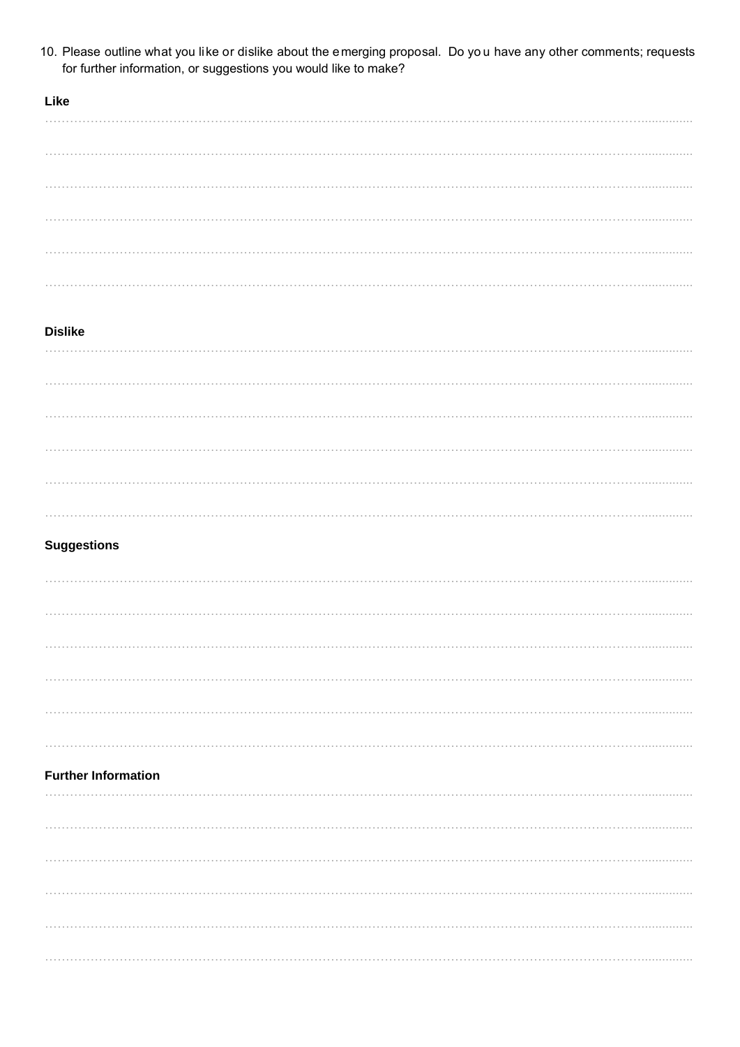10. Please outline what you like or dislike about the emerging proposal. Do you have any other comments; requests for further information, or suggestions you would like to make?

**Like**

..............................................................................................................................................................

..............................................................................................................................................................

..............................................................................................................................................................

..............................................................................................................................................................

..............................................................................................................................................................

..............................................................................................................................................................

**Dislike**

..............................................................................................................................................................

..............................................................................................................................................................

..............................................................................................................................................................

..............................................................................................................................................................

..............................................................................................................................................................

..............................................................................................................................................................

**Suggestions**

..............................................................................................................................................................

..............................................................................................................................................................

..............................................................................................................................................................

..............................................................................................................................................................

..............................................................................................................................................................

..............................................................................................................................................................

**Further Information**

..............................................................................................................................................................

..............................................................................................................................................................

..............................................................................................................................................................

..............................................................................................................................................................

..............................................................................................................................................................

..............................................................................................................................................................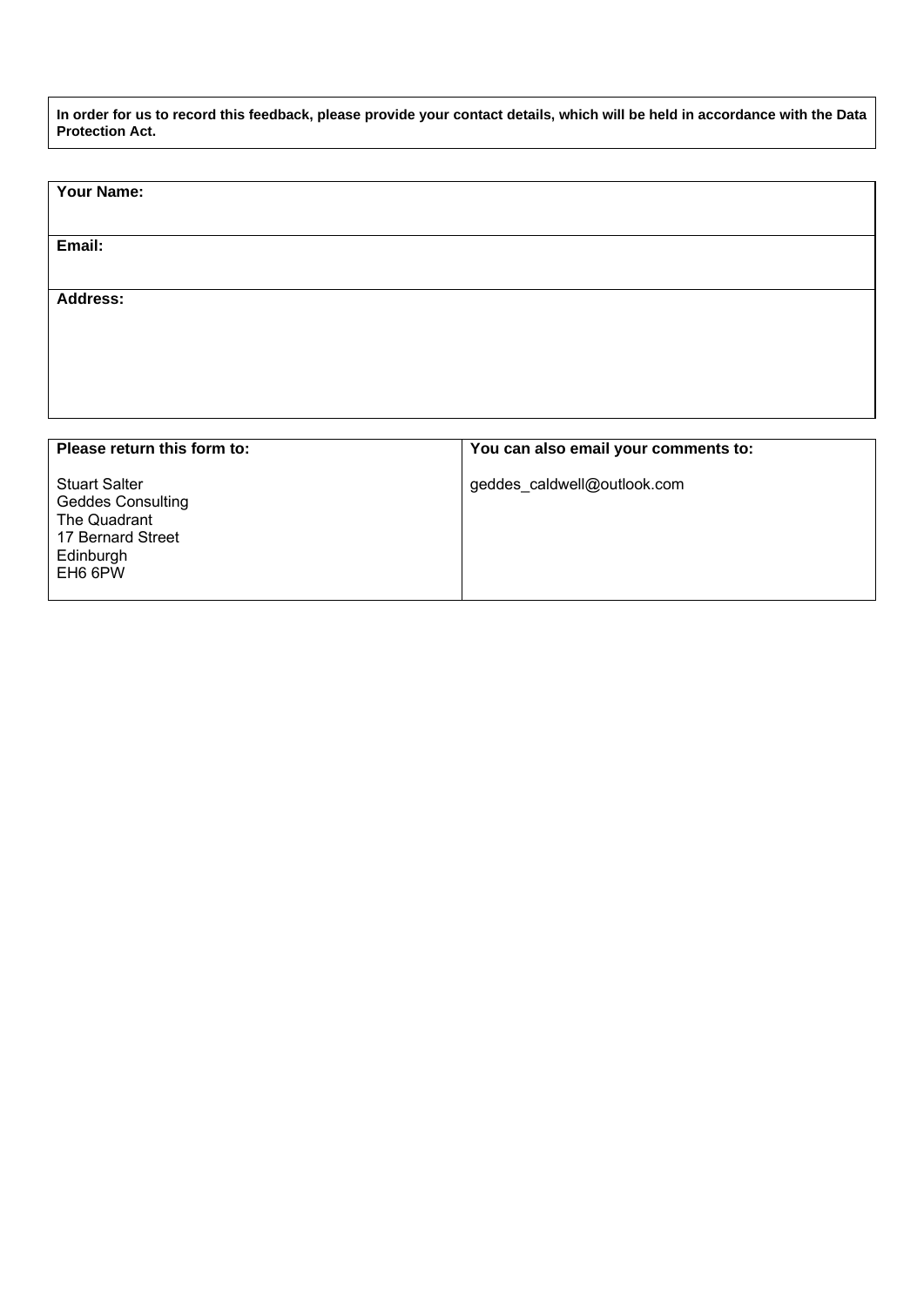**In order for us to record this feedback, please provide your contact details, which will be held in accordance with the Data Protection Act.**

| | |
|---|---|
| **Your Name:** | |
| **Email:** | |
| **Address:** | |

| **Please return this form to:** | **You can also email your comments to:** |
|---|---|
| Stuart Salter<br>Geddes Consulting<br>The Quadrant<br>17 Bernard Street<br>Edinburgh<br>EH6 6PW | geddes_caldwell@outlook.com |